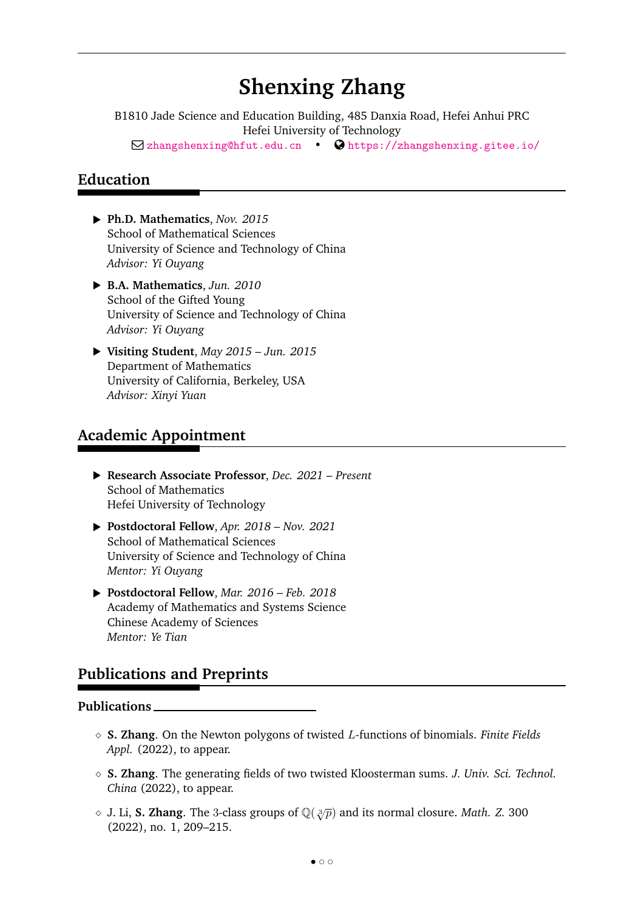# Shenxing Zhang

B1810 Jade Science and Education Building, 485 Danxia Road, Hefei Anhui PRC
Hefei University of Technology
zhangshenxing@hfut.edu.cn • https://zhangshenxing.gitee.io/

## Education

- **Ph.D. Mathematics**, *Nov. 2015*
  School of Mathematical Sciences
  University of Science and Technology of China
  *Advisor: Yi Ouyang*
- **B.A. Mathematics**, *Jun. 2010*
  School of the Gifted Young
  University of Science and Technology of China
  *Advisor: Yi Ouyang*
- **Visiting Student**, *May 2015 – Jun. 2015*
  Department of Mathematics
  University of California, Berkeley, USA
  *Advisor: Xinyi Yuan*

## Academic Appointment

- **Research Associate Professor**, *Dec. 2021 – Present*
  School of Mathematics
  Hefei University of Technology
- **Postdoctoral Fellow**, *Apr. 2018 – Nov. 2021*
  School of Mathematical Sciences
  University of Science and Technology of China
  *Mentor: Yi Ouyang*
- **Postdoctoral Fellow**, *Mar. 2016 – Feb. 2018*
  Academy of Mathematics and Systems Science
  Chinese Academy of Sciences
  *Mentor: Ye Tian*

## Publications and Preprints

### Publications

- **S. Zhang**. On the Newton polygons of twisted $L$-functions of binomials. *Finite Fields Appl.* (2022), to appear.
- **S. Zhang**. The generating fields of two twisted Kloosterman sums. *J. Univ. Sci. Technol. China* (2022), to appear.
- J. Li, **S. Zhang**. The 3-class groups of $\mathbb{Q}(\sqrt[3]{p})$ and its normal closure. *Math. Z.* 300 (2022), no. 1, 209–215.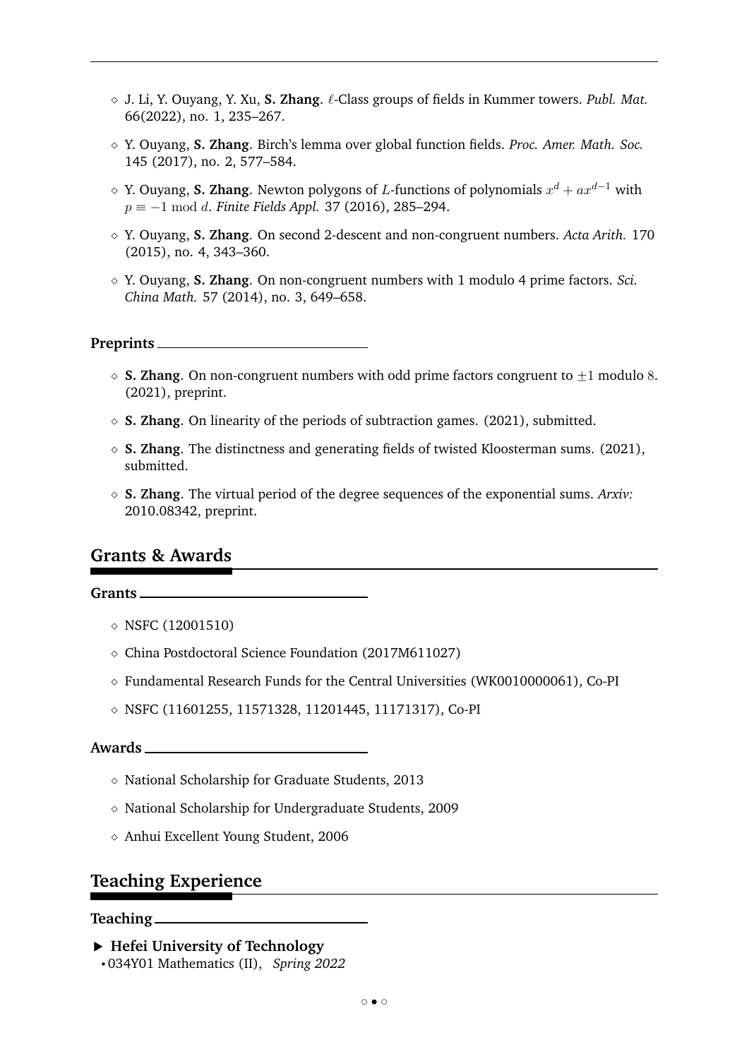- J. Li, Y. Ouyang, Y. Xu, **S. Zhang**. $\ell$-Class groups of fields in Kummer towers. *Publ. Mat.* 66(2022), no. 1, 235–267.
- Y. Ouyang, **S. Zhang**. Birch's lemma over global function fields. *Proc. Amer. Math. Soc.* 145 (2017), no. 2, 577–584.
- Y. Ouyang, **S. Zhang**. Newton polygons of $L$-functions of polynomials $x^d + ax^{d-1}$ with $p \equiv -1 \bmod d$. *Finite Fields Appl.* 37 (2016), 285–294.
- Y. Ouyang, **S. Zhang**. On second 2-descent and non-congruent numbers. *Acta Arith.* 170 (2015), no. 4, 343–360.
- Y. Ouyang, **S. Zhang**. On non-congruent numbers with 1 modulo 4 prime factors. *Sci. China Math.* 57 (2014), no. 3, 649–658.

### Preprints

- **S. Zhang**. On non-congruent numbers with odd prime factors congruent to $\pm 1$ modulo $8$. (2021), preprint.
- **S. Zhang**. On linearity of the periods of subtraction games. (2021), submitted.
- **S. Zhang**. The distinctness and generating fields of twisted Kloosterman sums. (2021), submitted.
- **S. Zhang**. The virtual period of the degree sequences of the exponential sums. *Arxiv:* 2010.08342, preprint.

## Grants & Awards

### Grants

- NSFC (12001510)
- China Postdoctoral Science Foundation (2017M611027)
- Fundamental Research Funds for the Central Universities (WK0010000061), Co-PI
- NSFC (11601255, 11571328, 11201445, 11171317), Co-PI

### Awards

- National Scholarship for Graduate Students, 2013
- National Scholarship for Undergraduate Students, 2009
- Anhui Excellent Young Student, 2006

## Teaching Experience

### Teaching

▶ **Hefei University of Technology**
- 034Y01 Mathematics (II), *Spring 2022*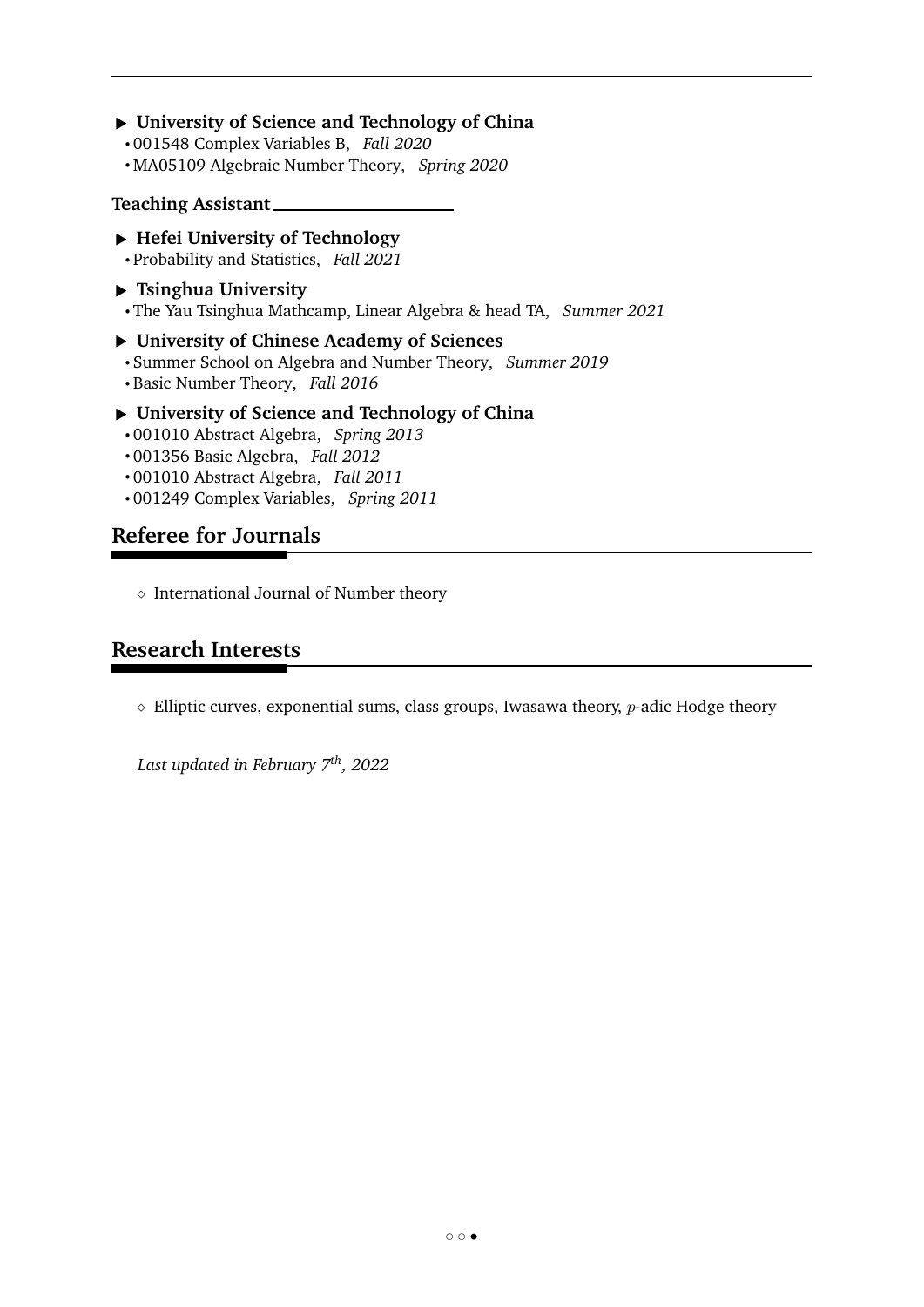- ▶ **University of Science and Technology of China**
  - 001548 Complex Variables B, *Fall 2020*
  - MA05109 Algebraic Number Theory, *Spring 2020*

**Teaching Assistant**

- ▶ **Hefei University of Technology**
  - Probability and Statistics, *Fall 2021*
- ▶ **Tsinghua University**
  - The Yau Tsinghua Mathcamp, Linear Algebra & head TA, *Summer 2021*
- ▶ **University of Chinese Academy of Sciences**
  - Summer School on Algebra and Number Theory, *Summer 2019*
  - Basic Number Theory, *Fall 2016*
- ▶ **University of Science and Technology of China**
  - 001010 Abstract Algebra, *Spring 2013*
  - 001356 Basic Algebra, *Fall 2012*
  - 001010 Abstract Algebra, *Fall 2011*
  - 001249 Complex Variables, *Spring 2011*

## Referee for Journals

- ◇ International Journal of Number theory

## Research Interests

- ◇ Elliptic curves, exponential sums, class groups, Iwasawa theory, $p$-adic Hodge theory

*Last updated in February 7th, 2022*